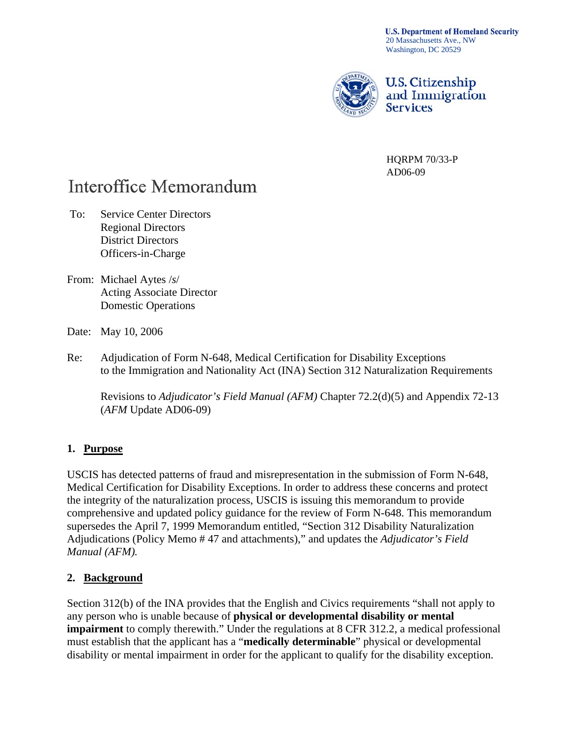**U.S. Department of Homeland Security**
20 Massachusetts Ave., NW
Washington, DC 20529

**U.S. Citizenship and Immigration Services**

HQRPM 70/33-P
AD06-09

# Interoffice Memorandum

To: Service Center Directors
Regional Directors
District Directors
Officers-in-Charge

From: Michael Aytes /s/
Acting Associate Director
Domestic Operations

Date: May 10, 2006

Re: Adjudication of Form N-648, Medical Certification for Disability Exceptions to the Immigration and Nationality Act (INA) Section 312 Naturalization Requirements

Revisions to *Adjudicator's Field Manual (AFM)* Chapter 72.2(d)(5) and Appendix 72-13 (*AFM* Update AD06-09)

## 1. Purpose

USCIS has detected patterns of fraud and misrepresentation in the submission of Form N-648, Medical Certification for Disability Exceptions. In order to address these concerns and protect the integrity of the naturalization process, USCIS is issuing this memorandum to provide comprehensive and updated policy guidance for the review of Form N-648. This memorandum supersedes the April 7, 1999 Memorandum entitled, "Section 312 Disability Naturalization Adjudications (Policy Memo # 47 and attachments)," and updates the *Adjudicator's Field Manual (AFM).*

## 2. Background

Section 312(b) of the INA provides that the English and Civics requirements "shall not apply to any person who is unable because of **physical or developmental disability or mental impairment** to comply therewith." Under the regulations at 8 CFR 312.2, a medical professional must establish that the applicant has a "**medically determinable**" physical or developmental disability or mental impairment in order for the applicant to qualify for the disability exception.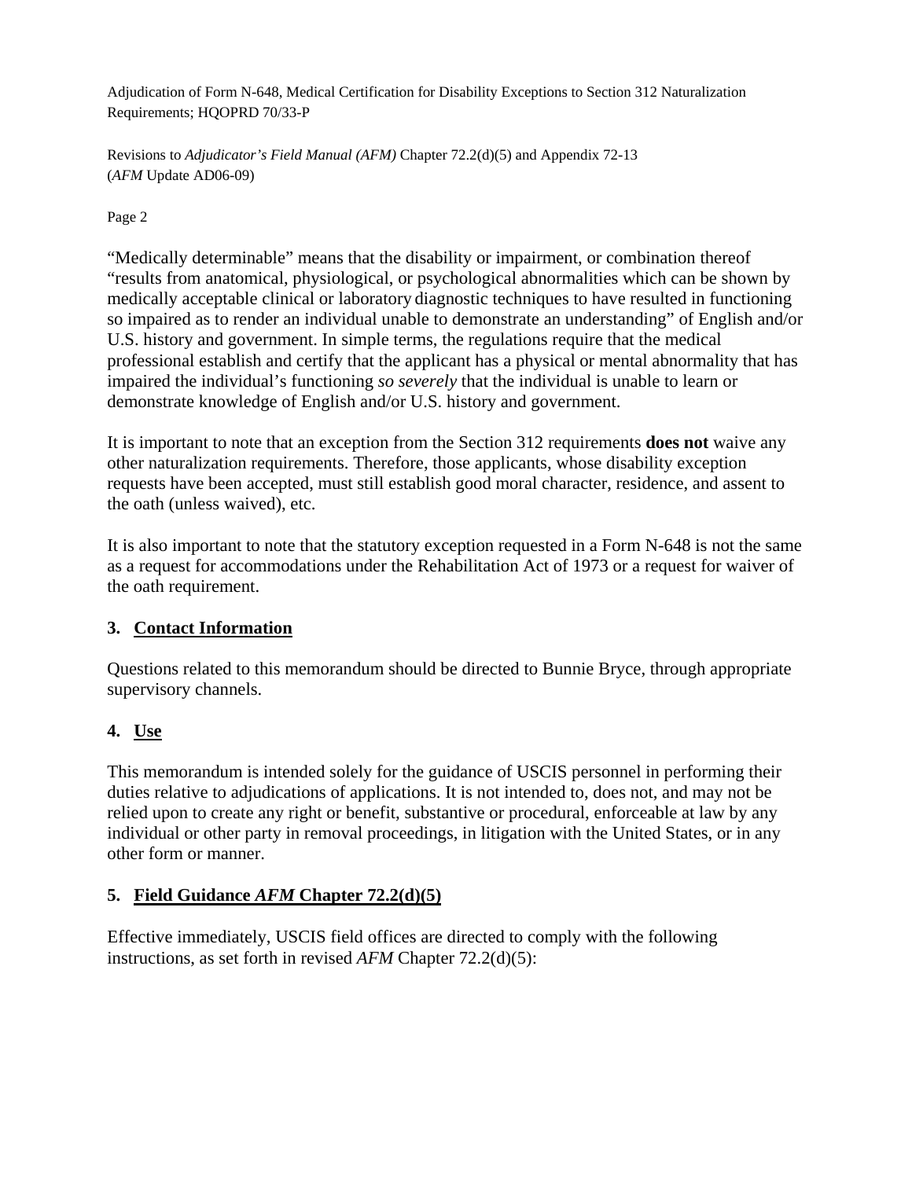"Medically determinable" means that the disability or impairment, or combination thereof "results from anatomical, physiological, or psychological abnormalities which can be shown by medically acceptable clinical or laboratory diagnostic techniques to have resulted in functioning so impaired as to render an individual unable to demonstrate an understanding" of English and/or U.S. history and government. In simple terms, the regulations require that the medical professional establish and certify that the applicant has a physical or mental abnormality that has impaired the individual's functioning *so severely* that the individual is unable to learn or demonstrate knowledge of English and/or U.S. history and government.

It is important to note that an exception from the Section 312 requirements **does not** waive any other naturalization requirements. Therefore, those applicants, whose disability exception requests have been accepted, must still establish good moral character, residence, and assent to the oath (unless waived), etc.

It is also important to note that the statutory exception requested in a Form N-648 is not the same as a request for accommodations under the Rehabilitation Act of 1973 or a request for waiver of the oath requirement.

## 3. Contact Information

Questions related to this memorandum should be directed to Bunnie Bryce, through appropriate supervisory channels.

## 4. Use

This memorandum is intended solely for the guidance of USCIS personnel in performing their duties relative to adjudications of applications. It is not intended to, does not, and may not be relied upon to create any right or benefit, substantive or procedural, enforceable at law by any individual or other party in removal proceedings, in litigation with the United States, or in any other form or manner.

## 5. Field Guidance *AFM* Chapter 72.2(d)(5)

Effective immediately, USCIS field offices are directed to comply with the following instructions, as set forth in revised *AFM* Chapter 72.2(d)(5):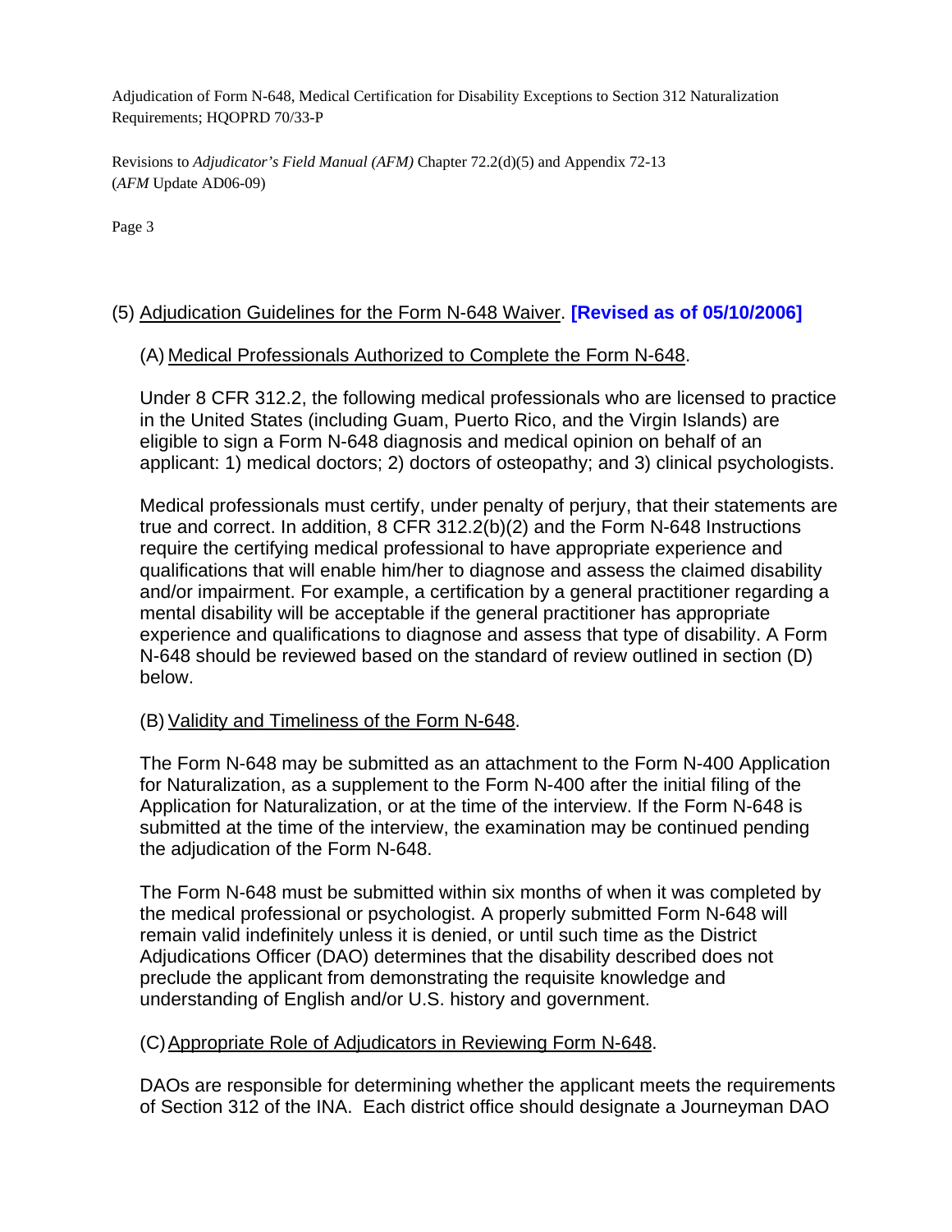(5) Adjudication Guidelines for the Form N-648 Waiver. **[Revised as of 05/10/2006]**

(A) Medical Professionals Authorized to Complete the Form N-648.

Under 8 CFR 312.2, the following medical professionals who are licensed to practice in the United States (including Guam, Puerto Rico, and the Virgin Islands) are eligible to sign a Form N-648 diagnosis and medical opinion on behalf of an applicant: 1) medical doctors; 2) doctors of osteopathy; and 3) clinical psychologists.

Medical professionals must certify, under penalty of perjury, that their statements are true and correct. In addition, 8 CFR 312.2(b)(2) and the Form N-648 Instructions require the certifying medical professional to have appropriate experience and qualifications that will enable him/her to diagnose and assess the claimed disability and/or impairment. For example, a certification by a general practitioner regarding a mental disability will be acceptable if the general practitioner has appropriate experience and qualifications to diagnose and assess that type of disability. A Form N-648 should be reviewed based on the standard of review outlined in section (D) below.

(B) Validity and Timeliness of the Form N-648.

The Form N-648 may be submitted as an attachment to the Form N-400 Application for Naturalization, as a supplement to the Form N-400 after the initial filing of the Application for Naturalization, or at the time of the interview. If the Form N-648 is submitted at the time of the interview, the examination may be continued pending the adjudication of the Form N-648.

The Form N-648 must be submitted within six months of when it was completed by the medical professional or psychologist. A properly submitted Form N-648 will remain valid indefinitely unless it is denied, or until such time as the District Adjudications Officer (DAO) determines that the disability described does not preclude the applicant from demonstrating the requisite knowledge and understanding of English and/or U.S. history and government.

(C) Appropriate Role of Adjudicators in Reviewing Form N-648.

DAOs are responsible for determining whether the applicant meets the requirements of Section 312 of the INA. Each district office should designate a Journeyman DAO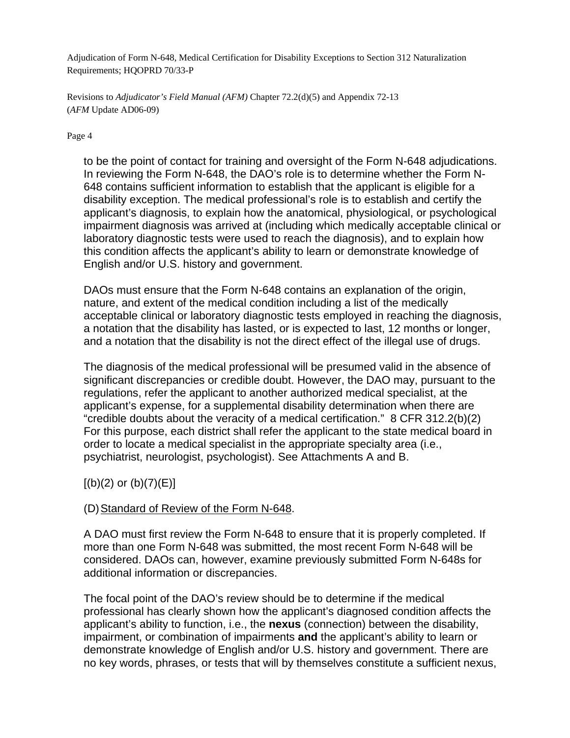to be the point of contact for training and oversight of the Form N-648 adjudications. In reviewing the Form N-648, the DAO's role is to determine whether the Form N-648 contains sufficient information to establish that the applicant is eligible for a disability exception. The medical professional's role is to establish and certify the applicant's diagnosis, to explain how the anatomical, physiological, or psychological impairment diagnosis was arrived at (including which medically acceptable clinical or laboratory diagnostic tests were used to reach the diagnosis), and to explain how this condition affects the applicant's ability to learn or demonstrate knowledge of English and/or U.S. history and government.

DAOs must ensure that the Form N-648 contains an explanation of the origin, nature, and extent of the medical condition including a list of the medically acceptable clinical or laboratory diagnostic tests employed in reaching the diagnosis, a notation that the disability has lasted, or is expected to last, 12 months or longer, and a notation that the disability is not the direct effect of the illegal use of drugs.

The diagnosis of the medical professional will be presumed valid in the absence of significant discrepancies or credible doubt. However, the DAO may, pursuant to the regulations, refer the applicant to another authorized medical specialist, at the applicant's expense, for a supplemental disability determination when there are "credible doubts about the veracity of a medical certification." 8 CFR 312.2(b)(2) For this purpose, each district shall refer the applicant to the state medical board in order to locate a medical specialist in the appropriate specialty area (i.e., psychiatrist, neurologist, psychologist). See Attachments A and B.

[(b)(2) or (b)(7)(E)]

(D) Standard of Review of the Form N-648.

A DAO must first review the Form N-648 to ensure that it is properly completed. If more than one Form N-648 was submitted, the most recent Form N-648 will be considered. DAOs can, however, examine previously submitted Form N-648s for additional information or discrepancies.

The focal point of the DAO's review should be to determine if the medical professional has clearly shown how the applicant's diagnosed condition affects the applicant's ability to function, i.e., the **nexus** (connection) between the disability, impairment, or combination of impairments **and** the applicant's ability to learn or demonstrate knowledge of English and/or U.S. history and government. There are no key words, phrases, or tests that will by themselves constitute a sufficient nexus,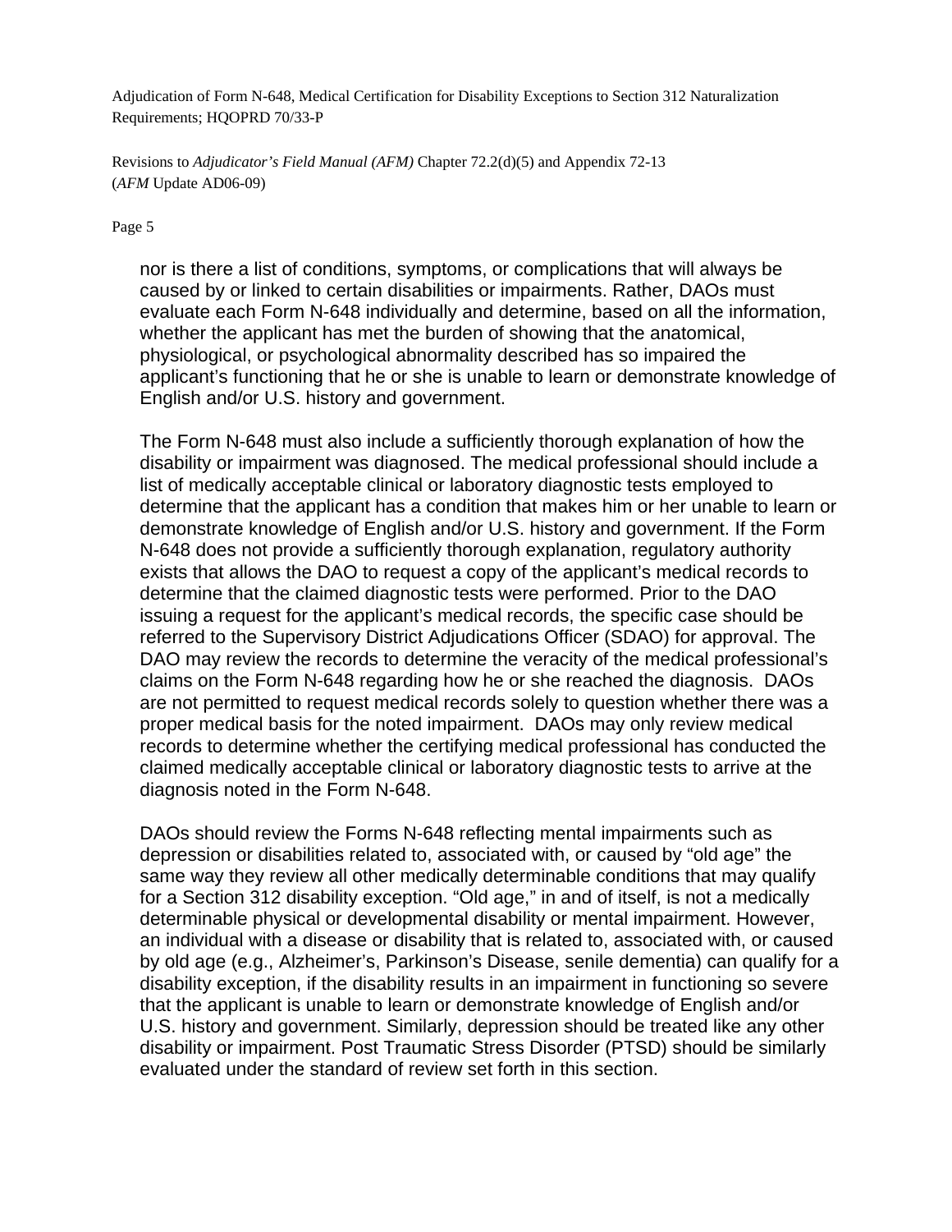nor is there a list of conditions, symptoms, or complications that will always be caused by or linked to certain disabilities or impairments. Rather, DAOs must evaluate each Form N-648 individually and determine, based on all the information, whether the applicant has met the burden of showing that the anatomical, physiological, or psychological abnormality described has so impaired the applicant's functioning that he or she is unable to learn or demonstrate knowledge of English and/or U.S. history and government.

The Form N-648 must also include a sufficiently thorough explanation of how the disability or impairment was diagnosed. The medical professional should include a list of medically acceptable clinical or laboratory diagnostic tests employed to determine that the applicant has a condition that makes him or her unable to learn or demonstrate knowledge of English and/or U.S. history and government. If the Form N-648 does not provide a sufficiently thorough explanation, regulatory authority exists that allows the DAO to request a copy of the applicant's medical records to determine that the claimed diagnostic tests were performed. Prior to the DAO issuing a request for the applicant's medical records, the specific case should be referred to the Supervisory District Adjudications Officer (SDAO) for approval. The DAO may review the records to determine the veracity of the medical professional's claims on the Form N-648 regarding how he or she reached the diagnosis. DAOs are not permitted to request medical records solely to question whether there was a proper medical basis for the noted impairment. DAOs may only review medical records to determine whether the certifying medical professional has conducted the claimed medically acceptable clinical or laboratory diagnostic tests to arrive at the diagnosis noted in the Form N-648.

DAOs should review the Forms N-648 reflecting mental impairments such as depression or disabilities related to, associated with, or caused by "old age" the same way they review all other medically determinable conditions that may qualify for a Section 312 disability exception. "Old age," in and of itself, is not a medically determinable physical or developmental disability or mental impairment. However, an individual with a disease or disability that is related to, associated with, or caused by old age (e.g., Alzheimer's, Parkinson's Disease, senile dementia) can qualify for a disability exception, if the disability results in an impairment in functioning so severe that the applicant is unable to learn or demonstrate knowledge of English and/or U.S. history and government. Similarly, depression should be treated like any other disability or impairment. Post Traumatic Stress Disorder (PTSD) should be similarly evaluated under the standard of review set forth in this section.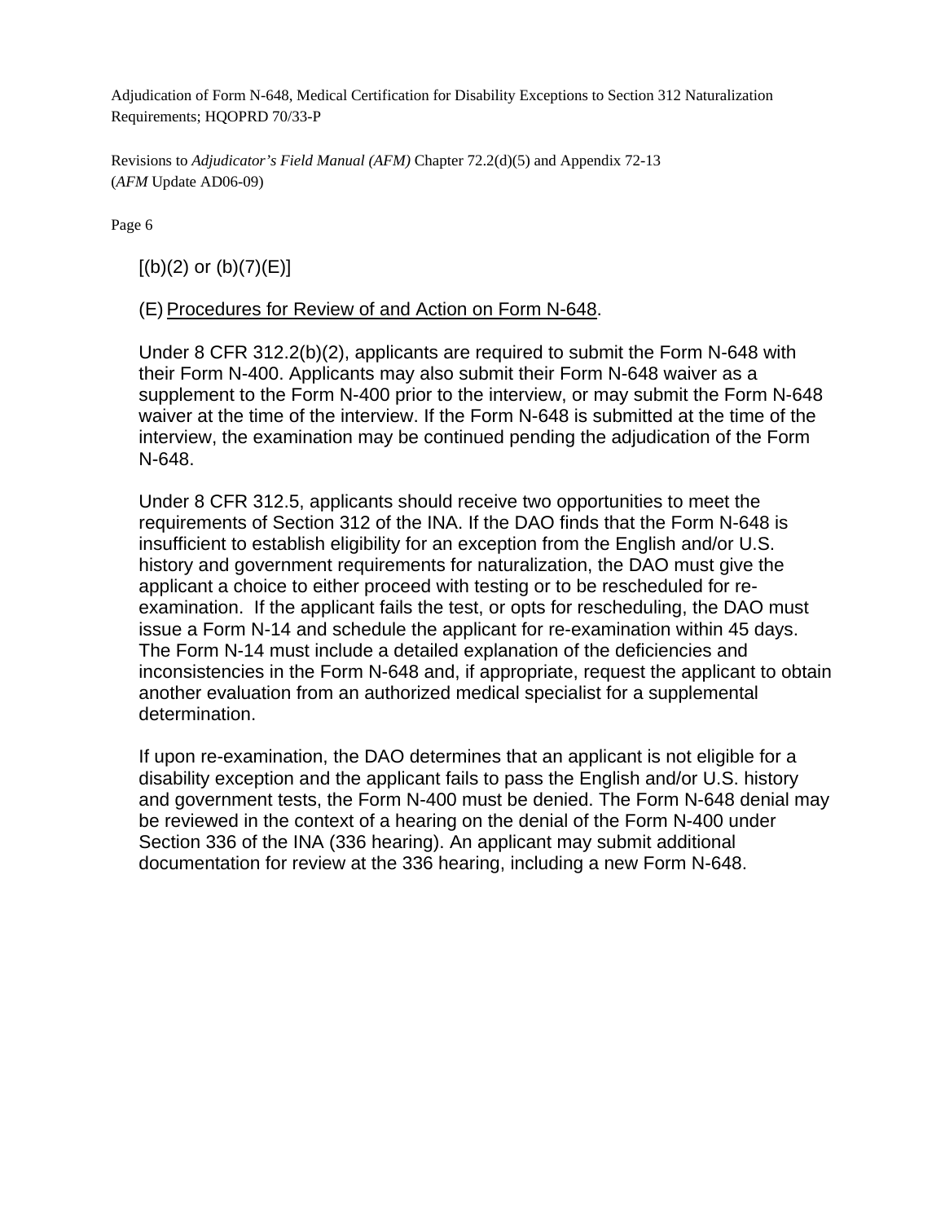[(b)(2) or (b)(7)(E)]

(E) Procedures for Review of and Action on Form N-648.

Under 8 CFR 312.2(b)(2), applicants are required to submit the Form N-648 with their Form N-400. Applicants may also submit their Form N-648 waiver as a supplement to the Form N-400 prior to the interview, or may submit the Form N-648 waiver at the time of the interview. If the Form N-648 is submitted at the time of the interview, the examination may be continued pending the adjudication of the Form N-648.

Under 8 CFR 312.5, applicants should receive two opportunities to meet the requirements of Section 312 of the INA. If the DAO finds that the Form N-648 is insufficient to establish eligibility for an exception from the English and/or U.S. history and government requirements for naturalization, the DAO must give the applicant a choice to either proceed with testing or to be rescheduled for re-examination. If the applicant fails the test, or opts for rescheduling, the DAO must issue a Form N-14 and schedule the applicant for re-examination within 45 days. The Form N-14 must include a detailed explanation of the deficiencies and inconsistencies in the Form N-648 and, if appropriate, request the applicant to obtain another evaluation from an authorized medical specialist for a supplemental determination.

If upon re-examination, the DAO determines that an applicant is not eligible for a disability exception and the applicant fails to pass the English and/or U.S. history and government tests, the Form N-400 must be denied. The Form N-648 denial may be reviewed in the context of a hearing on the denial of the Form N-400 under Section 336 of the INA (336 hearing). An applicant may submit additional documentation for review at the 336 hearing, including a new Form N-648.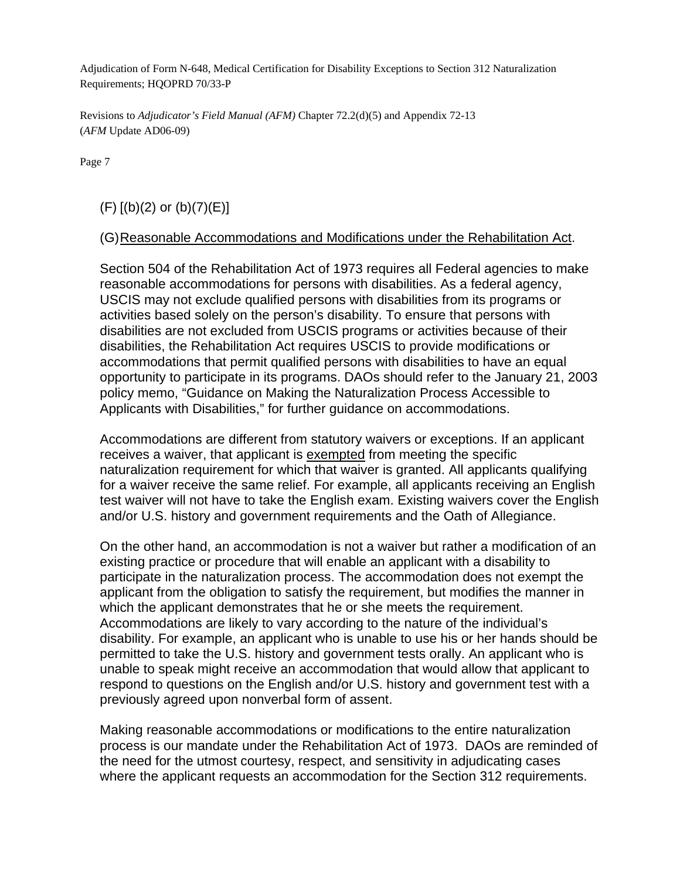(F) [(b)(2) or (b)(7)(E)]

(G) Reasonable Accommodations and Modifications under the Rehabilitation Act.

Section 504 of the Rehabilitation Act of 1973 requires all Federal agencies to make reasonable accommodations for persons with disabilities. As a federal agency, USCIS may not exclude qualified persons with disabilities from its programs or activities based solely on the person's disability. To ensure that persons with disabilities are not excluded from USCIS programs or activities because of their disabilities, the Rehabilitation Act requires USCIS to provide modifications or accommodations that permit qualified persons with disabilities to have an equal opportunity to participate in its programs. DAOs should refer to the January 21, 2003 policy memo, "Guidance on Making the Naturalization Process Accessible to Applicants with Disabilities," for further guidance on accommodations.

Accommodations are different from statutory waivers or exceptions. If an applicant receives a waiver, that applicant is exempted from meeting the specific naturalization requirement for which that waiver is granted. All applicants qualifying for a waiver receive the same relief. For example, all applicants receiving an English test waiver will not have to take the English exam. Existing waivers cover the English and/or U.S. history and government requirements and the Oath of Allegiance.

On the other hand, an accommodation is not a waiver but rather a modification of an existing practice or procedure that will enable an applicant with a disability to participate in the naturalization process. The accommodation does not exempt the applicant from the obligation to satisfy the requirement, but modifies the manner in which the applicant demonstrates that he or she meets the requirement. Accommodations are likely to vary according to the nature of the individual's disability. For example, an applicant who is unable to use his or her hands should be permitted to take the U.S. history and government tests orally. An applicant who is unable to speak might receive an accommodation that would allow that applicant to respond to questions on the English and/or U.S. history and government test with a previously agreed upon nonverbal form of assent.

Making reasonable accommodations or modifications to the entire naturalization process is our mandate under the Rehabilitation Act of 1973. DAOs are reminded of the need for the utmost courtesy, respect, and sensitivity in adjudicating cases where the applicant requests an accommodation for the Section 312 requirements.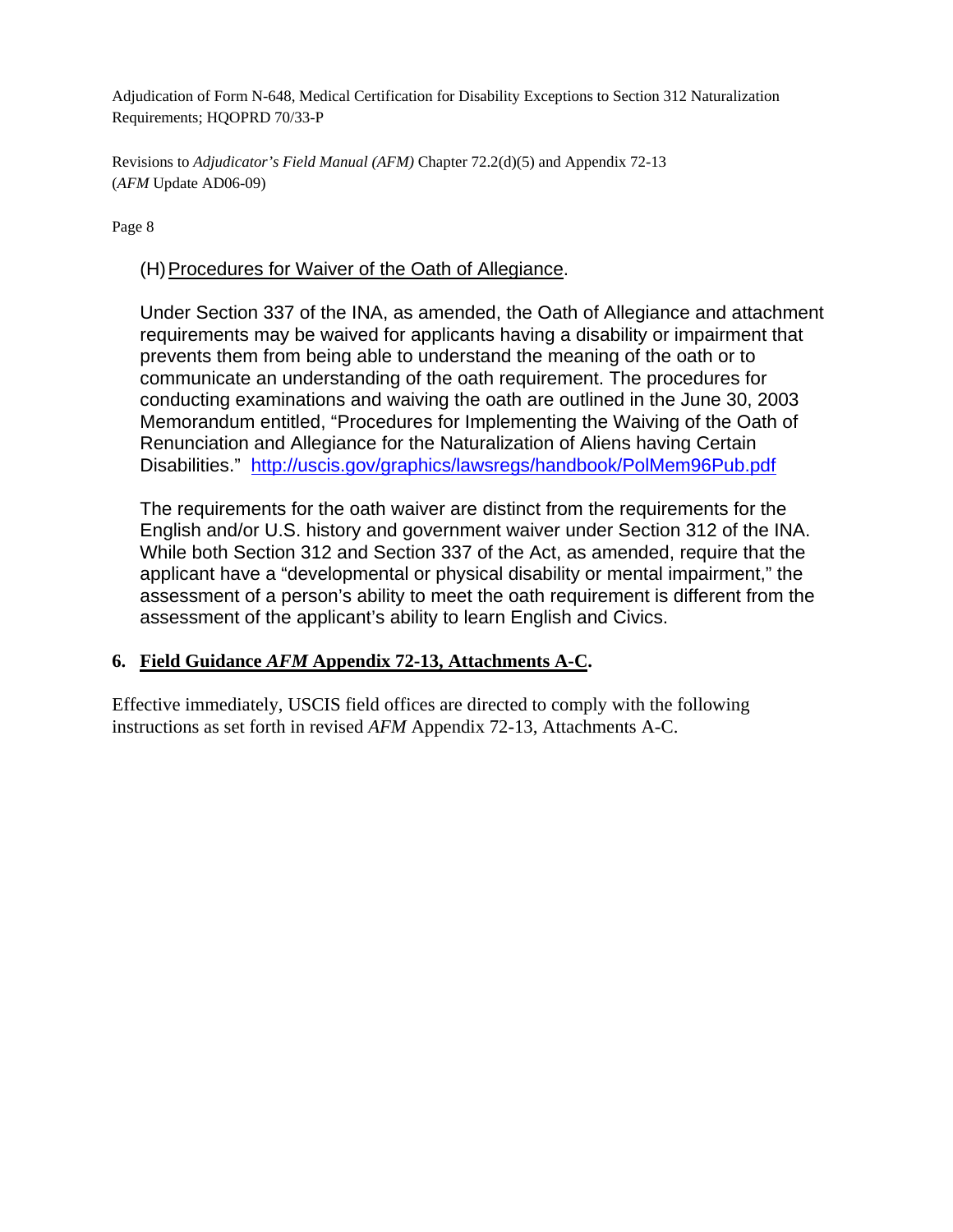(H) Procedures for Waiver of the Oath of Allegiance.

Under Section 337 of the INA, as amended, the Oath of Allegiance and attachment requirements may be waived for applicants having a disability or impairment that prevents them from being able to understand the meaning of the oath or to communicate an understanding of the oath requirement. The procedures for conducting examinations and waiving the oath are outlined in the June 30, 2003 Memorandum entitled, "Procedures for Implementing the Waiving of the Oath of Renunciation and Allegiance for the Naturalization of Aliens having Certain Disabilities." http://uscis.gov/graphics/lawsregs/handbook/PolMem96Pub.pdf

The requirements for the oath waiver are distinct from the requirements for the English and/or U.S. history and government waiver under Section 312 of the INA. While both Section 312 and Section 337 of the Act, as amended, require that the applicant have a "developmental or physical disability or mental impairment," the assessment of a person's ability to meet the oath requirement is different from the assessment of the applicant's ability to learn English and Civics.

**6. Field Guidance *AFM* Appendix 72-13, Attachments A-C.**

Effective immediately, USCIS field offices are directed to comply with the following instructions as set forth in revised *AFM* Appendix 72-13, Attachments A-C.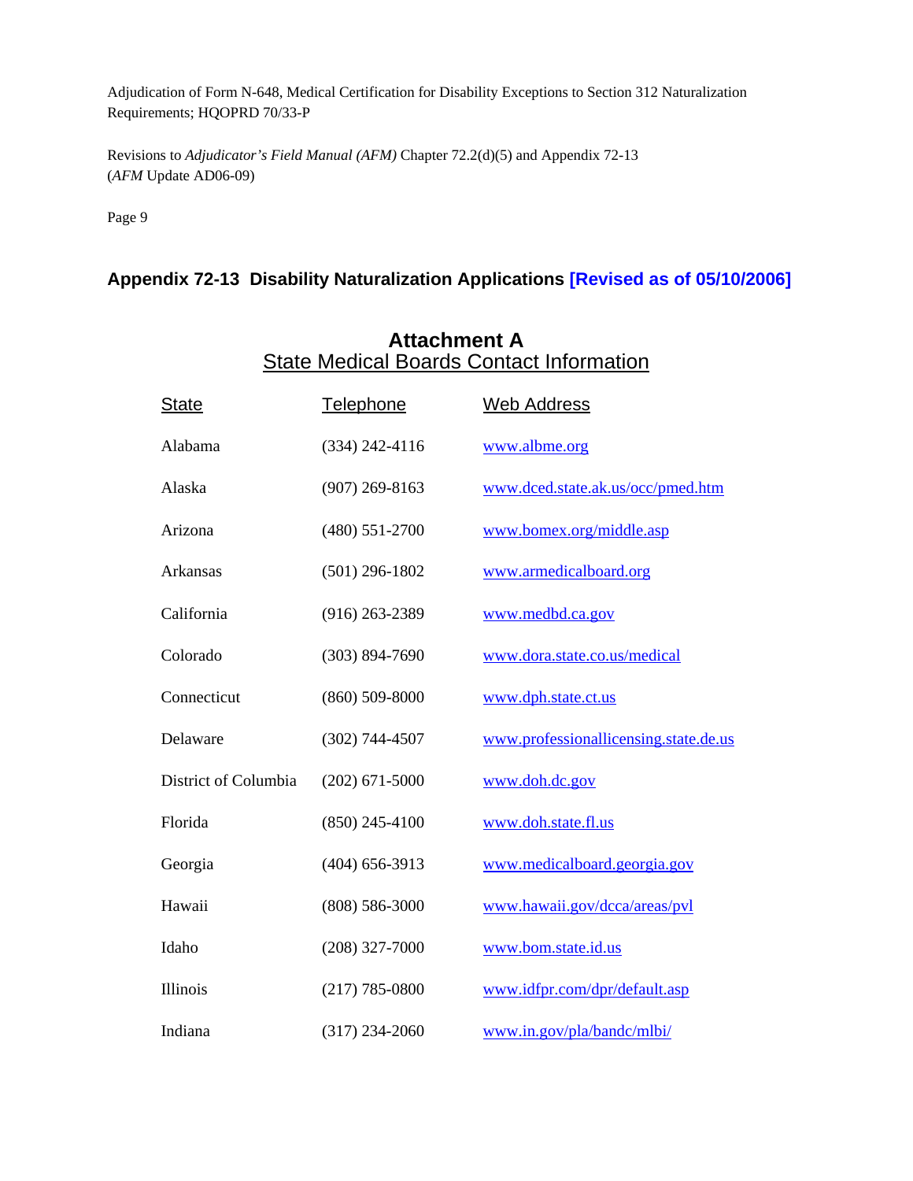## Appendix 72-13 Disability Naturalization Applications [Revised as of 05/10/2006]

### Attachment A
### State Medical Boards Contact Information

| State | Telephone | Web Address |
|---|---|---|
| Alabama | (334) 242-4116 | www.albme.org |
| Alaska | (907) 269-8163 | www.dced.state.ak.us/occ/pmed.htm |
| Arizona | (480) 551-2700 | www.bomex.org/middle.asp |
| Arkansas | (501) 296-1802 | www.armedicalboard.org |
| California | (916) 263-2389 | www.medbd.ca.gov |
| Colorado | (303) 894-7690 | www.dora.state.co.us/medical |
| Connecticut | (860) 509-8000 | www.dph.state.ct.us |
| Delaware | (302) 744-4507 | www.professionallicensing.state.de.us |
| District of Columbia | (202) 671-5000 | www.doh.dc.gov |
| Florida | (850) 245-4100 | www.doh.state.fl.us |
| Georgia | (404) 656-3913 | www.medicalboard.georgia.gov |
| Hawaii | (808) 586-3000 | www.hawaii.gov/dcca/areas/pvl |
| Idaho | (208) 327-7000 | www.bom.state.id.us |
| Illinois | (217) 785-0800 | www.idfpr.com/dpr/default.asp |
| Indiana | (317) 234-2060 | www.in.gov/pla/bandc/mlbi/ |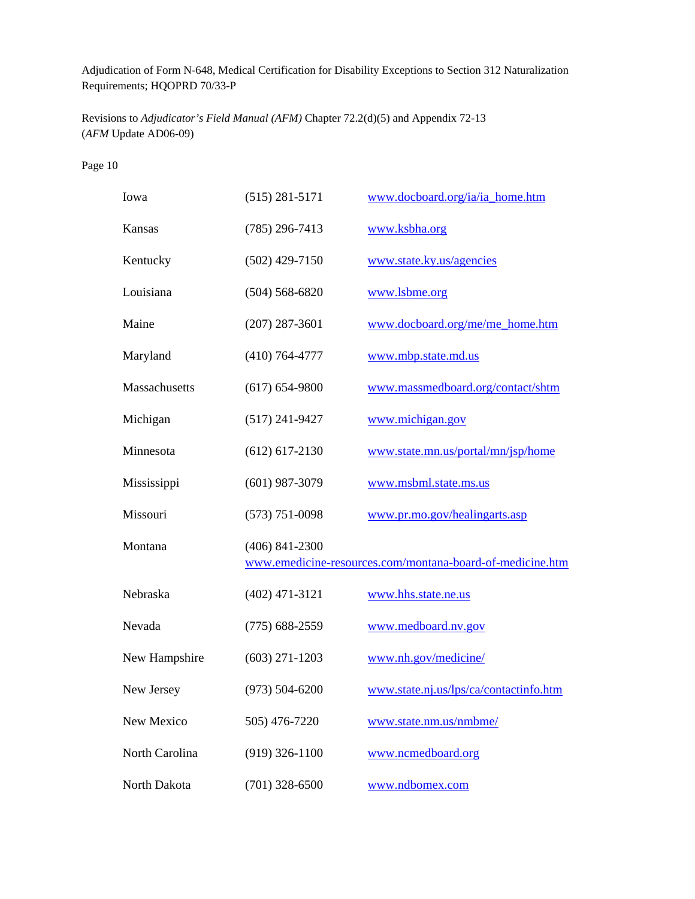| | | |
|---|---|---|
| Iowa | (515) 281-5171 | www.docboard.org/ia/ia_home.htm |
| Kansas | (785) 296-7413 | www.ksbha.org |
| Kentucky | (502) 429-7150 | www.state.ky.us/agencies |
| Louisiana | (504) 568-6820 | www.lsbme.org |
| Maine | (207) 287-3601 | www.docboard.org/me/me_home.htm |
| Maryland | (410) 764-4777 | www.mbp.state.md.us |
| Massachusetts | (617) 654-9800 | www.massmedboard.org/contact/shtm |
| Michigan | (517) 241-9427 | www.michigan.gov |
| Minnesota | (612) 617-2130 | www.state.mn.us/portal/mn/jsp/home |
| Mississippi | (601) 987-3079 | www.msbml.state.ms.us |
| Missouri | (573) 751-0098 | www.pr.mo.gov/healingarts.asp |
| Montana | (406) 841-2300 | www.emedicine-resources.com/montana-board-of-medicine.htm |
| Nebraska | (402) 471-3121 | www.hhs.state.ne.us |
| Nevada | (775) 688-2559 | www.medboard.nv.gov |
| New Hampshire | (603) 271-1203 | www.nh.gov/medicine/ |
| New Jersey | (973) 504-6200 | www.state.nj.us/lps/ca/contactinfo.htm |
| New Mexico | 505) 476-7220 | www.state.nm.us/nmbme/ |
| North Carolina | (919) 326-1100 | www.ncmedboard.org |
| North Dakota | (701) 328-6500 | www.ndbomex.com |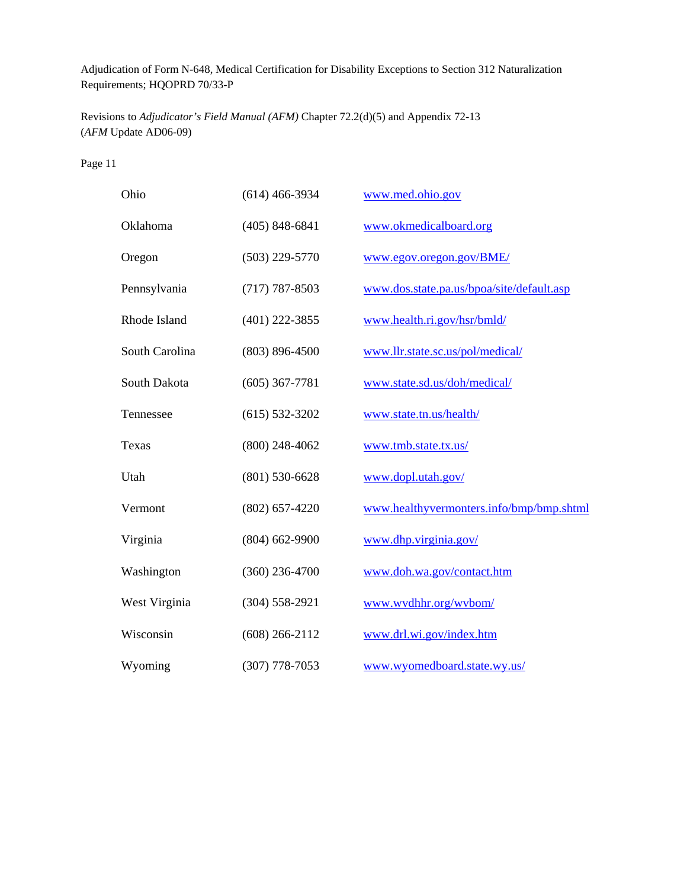| | | |
|---|---|---|
| Ohio | (614) 466-3934 | www.med.ohio.gov |
| Oklahoma | (405) 848-6841 | www.okmedicalboard.org |
| Oregon | (503) 229-5770 | www.egov.oregon.gov/BME/ |
| Pennsylvania | (717) 787-8503 | www.dos.state.pa.us/bpoa/site/default.asp |
| Rhode Island | (401) 222-3855 | www.health.ri.gov/hsr/bmld/ |
| South Carolina | (803) 896-4500 | www.llr.state.sc.us/pol/medical/ |
| South Dakota | (605) 367-7781 | www.state.sd.us/doh/medical/ |
| Tennessee | (615) 532-3202 | www.state.tn.us/health/ |
| Texas | (800) 248-4062 | www.tmb.state.tx.us/ |
| Utah | (801) 530-6628 | www.dopl.utah.gov/ |
| Vermont | (802) 657-4220 | www.healthyvermonters.info/bmp/bmp.shtml |
| Virginia | (804) 662-9900 | www.dhp.virginia.gov/ |
| Washington | (360) 236-4700 | www.doh.wa.gov/contact.htm |
| West Virginia | (304) 558-2921 | www.wvdhhr.org/wvbom/ |
| Wisconsin | (608) 266-2112 | www.drl.wi.gov/index.htm |
| Wyoming | (307) 778-7053 | www.wyomedboard.state.wy.us/ |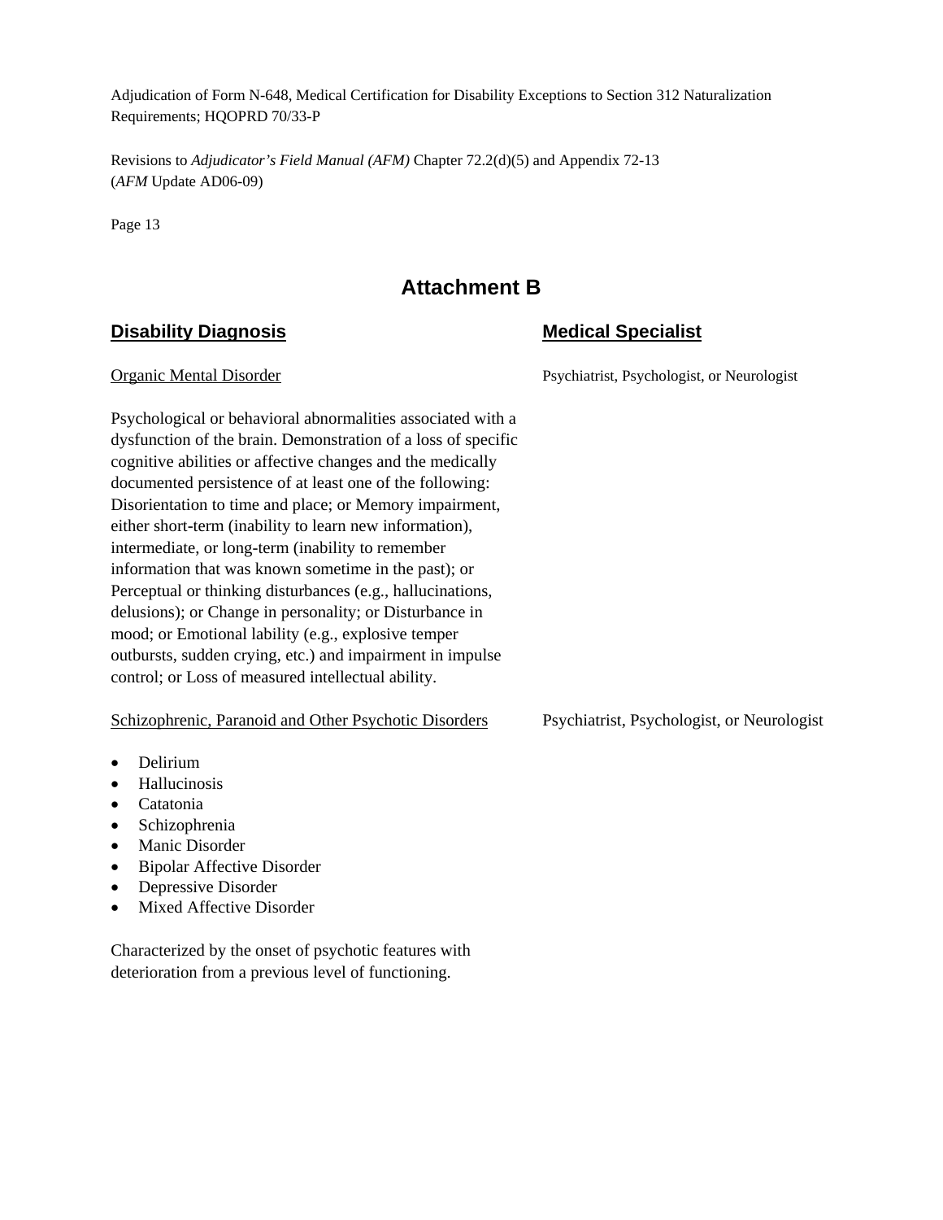# Attachment B

| **Disability Diagnosis** | **Medical Specialist** |
| --- | --- |
| Organic Mental Disorder | Psychiatrist, Psychologist, or Neurologist |

Psychological or behavioral abnormalities associated with a dysfunction of the brain. Demonstration of a loss of specific cognitive abilities or affective changes and the medically documented persistence of at least one of the following: Disorientation to time and place; or Memory impairment, either short-term (inability to learn new information), intermediate, or long-term (inability to remember information that was known sometime in the past); or Perceptual or thinking disturbances (e.g., hallucinations, delusions); or Change in personality; or Disturbance in mood; or Emotional lability (e.g., explosive temper outbursts, sudden crying, etc.) and impairment in impulse control; or Loss of measured intellectual ability.

| **Disability Diagnosis** | **Medical Specialist** |
| --- | --- |
| Schizophrenic, Paranoid and Other Psychotic Disorders | Psychiatrist, Psychologist, or Neurologist |

- Delirium
- Hallucinosis
- Catatonia
- Schizophrenia
- Manic Disorder
- Bipolar Affective Disorder
- Depressive Disorder
- Mixed Affective Disorder

Characterized by the onset of psychotic features with deterioration from a previous level of functioning.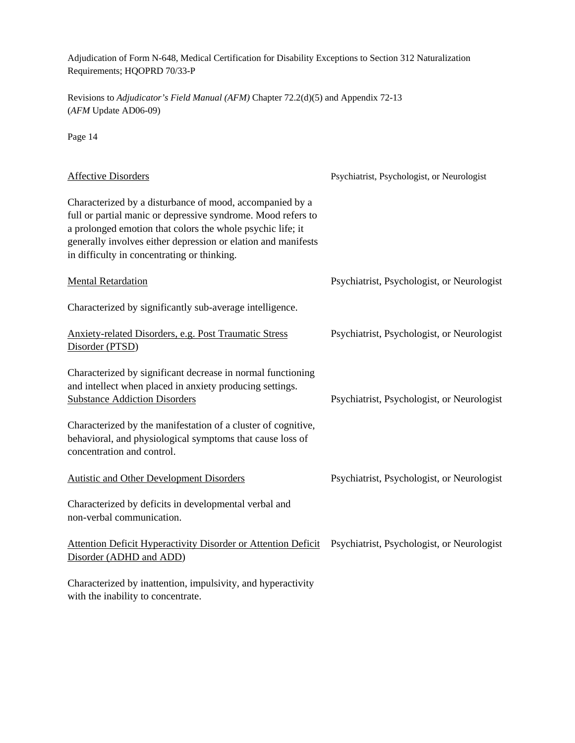| Condition | Specialist |
| --- | --- |
| <u>Affective Disorders</u><br><br>Characterized by a disturbance of mood, accompanied by a full or partial manic or depressive syndrome. Mood refers to a prolonged emotion that colors the whole psychic life; it generally involves either depression or elation and manifests in difficulty in concentrating or thinking. | Psychiatrist, Psychologist, or Neurologist |
| <u>Mental Retardation</u><br><br>Characterized by significantly sub-average intelligence. | Psychiatrist, Psychologist, or Neurologist |
| <u>Anxiety-related Disorders, e.g. Post Traumatic Stress Disorder (PTSD)</u><br><br>Characterized by significant decrease in normal functioning and intellect when placed in anxiety producing settings. | Psychiatrist, Psychologist, or Neurologist |
| <u>Substance Addiction Disorders</u><br><br>Characterized by the manifestation of a cluster of cognitive, behavioral, and physiological symptoms that cause loss of concentration and control. | Psychiatrist, Psychologist, or Neurologist |
| <u>Autistic and Other Development Disorders</u><br><br>Characterized by deficits in developmental verbal and non-verbal communication. | Psychiatrist, Psychologist, or Neurologist |
| <u>Attention Deficit Hyperactivity Disorder or Attention Deficit Disorder (ADHD and ADD)</u><br><br>Characterized by inattention, impulsivity, and hyperactivity with the inability to concentrate. | Psychiatrist, Psychologist, or Neurologist |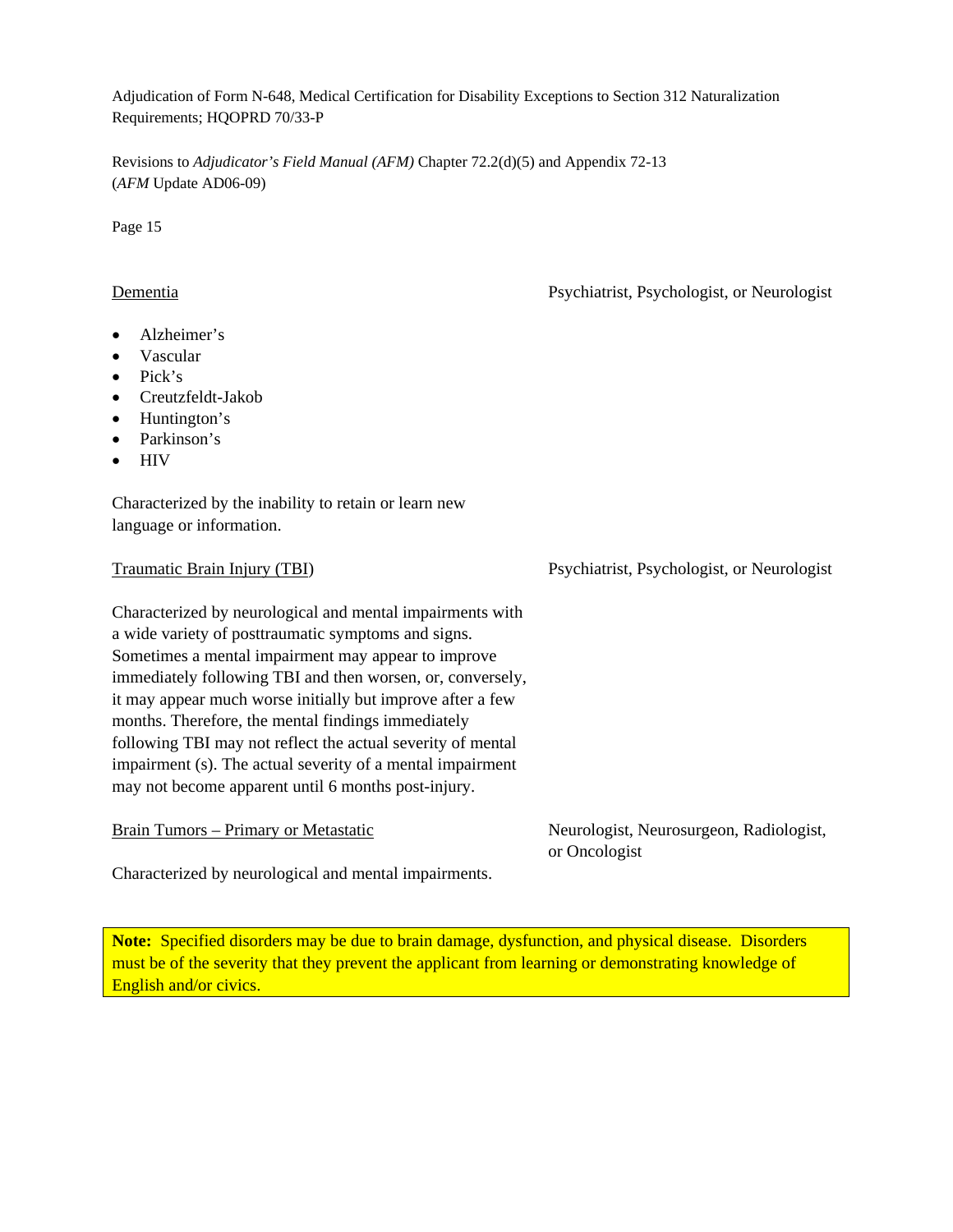Dementia — Psychiatrist, Psychologist, or Neurologist

- Alzheimer's
- Vascular
- Pick's
- Creutzfeldt-Jakob
- Huntington's
- Parkinson's
- HIV

Characterized by the inability to retain or learn new language or information.

Traumatic Brain Injury (TBI) — Psychiatrist, Psychologist, or Neurologist

Characterized by neurological and mental impairments with a wide variety of posttraumatic symptoms and signs. Sometimes a mental impairment may appear to improve immediately following TBI and then worsen, or, conversely, it may appear much worse initially but improve after a few months. Therefore, the mental findings immediately following TBI may not reflect the actual severity of mental impairment (s). The actual severity of a mental impairment may not become apparent until 6 months post-injury.

Brain Tumors – Primary or Metastatic — Neurologist, Neurosurgeon, Radiologist, or Oncologist

Characterized by neurological and mental impairments.

**Note:** Specified disorders may be due to brain damage, dysfunction, and physical disease. Disorders must be of the severity that they prevent the applicant from learning or demonstrating knowledge of English and/or civics.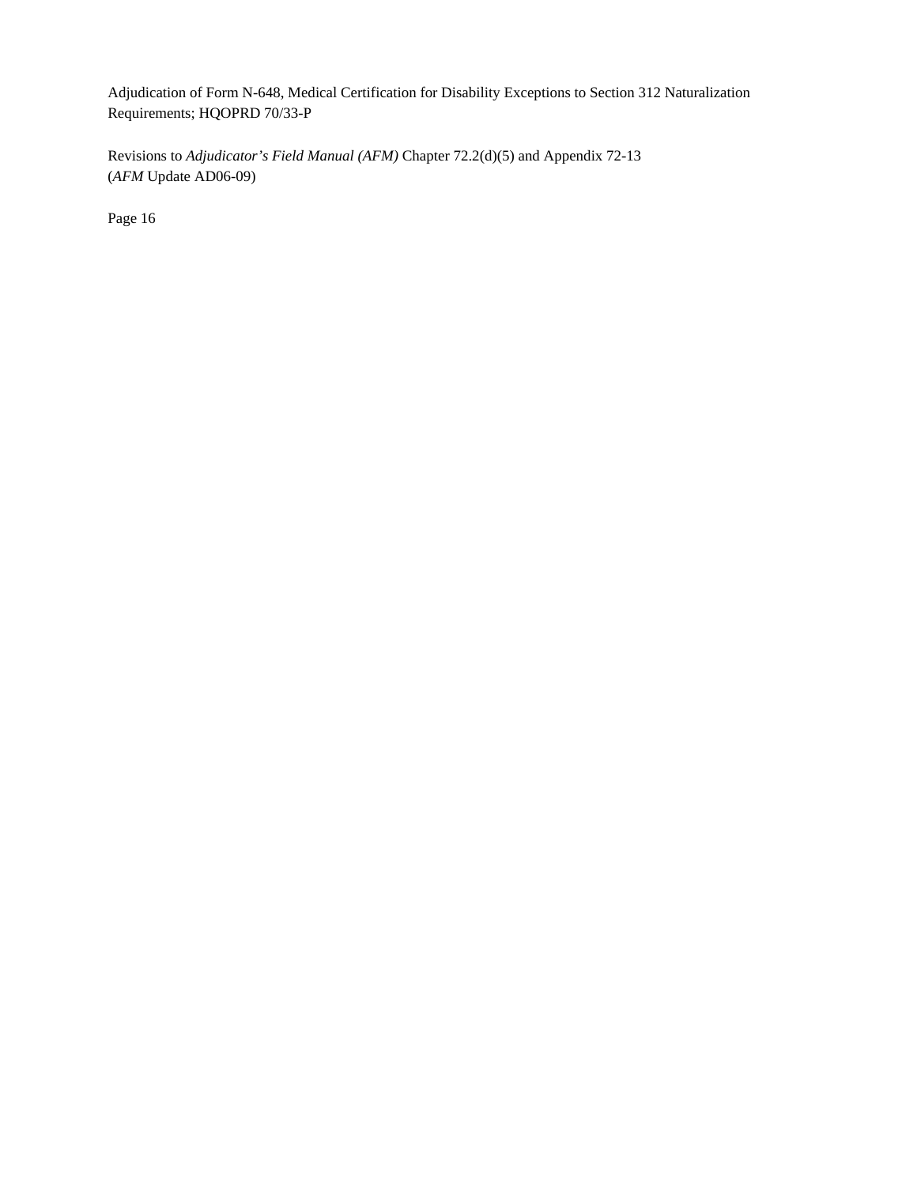Adjudication of Form N-648, Medical Certification for Disability Exceptions to Section 312 Naturalization Requirements; HQOPRD 70/33-P

Revisions to *Adjudicator's Field Manual (AFM)* Chapter 72.2(d)(5) and Appendix 72-13 (*AFM* Update AD06-09)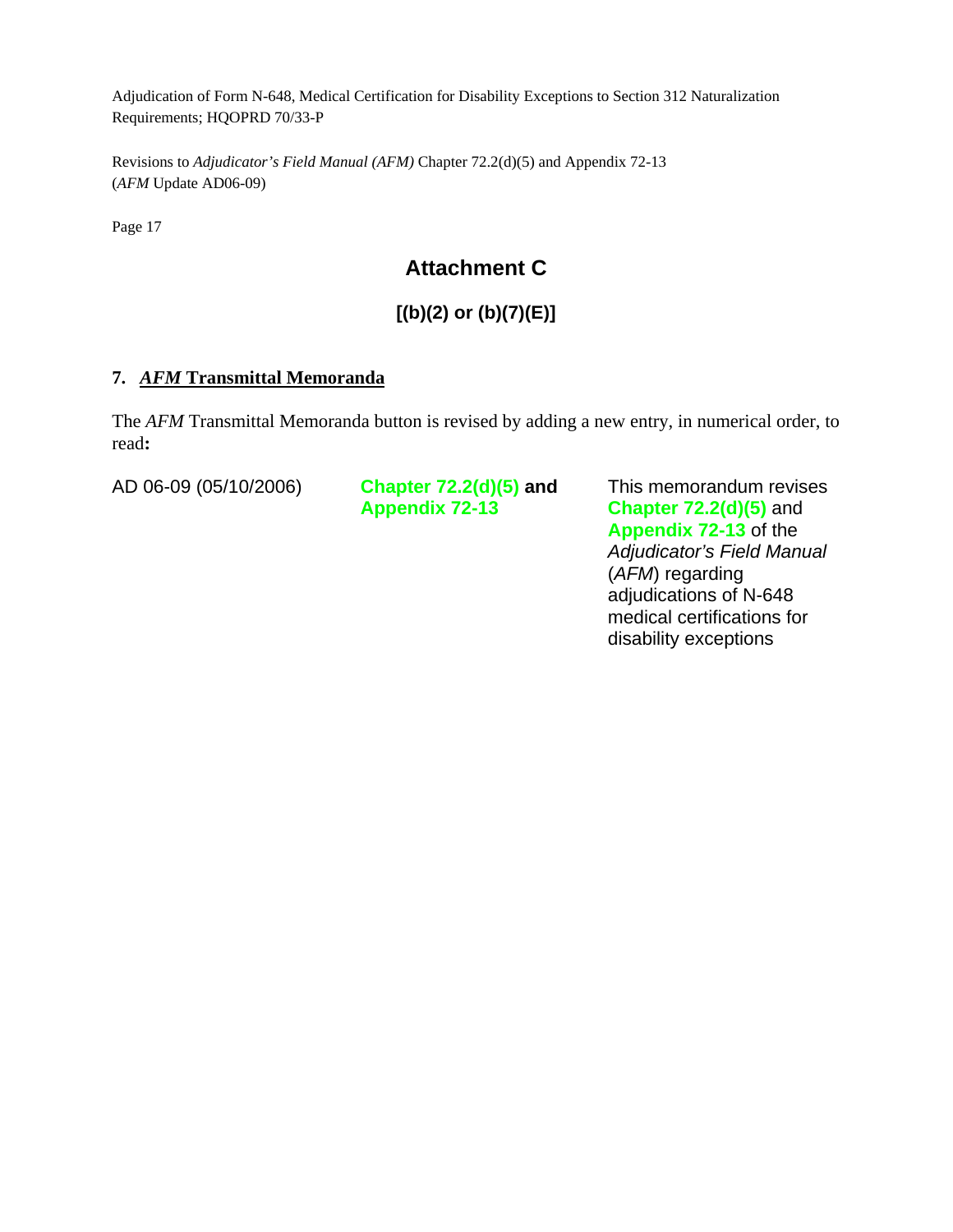# Attachment C

## [(b)(2) or (b)(7)(E)]

### 7. *AFM* Transmittal Memoranda

The *AFM* Transmittal Memoranda button is revised by adding a new entry, in numerical order, to read**:**

| | | |
|---|---|---|
| AD 06-09 (05/10/2006) | **Chapter 72.2(d)(5) and Appendix 72-13** | This memorandum revises Chapter 72.2(d)(5) and Appendix 72-13 of the *Adjudicator's Field Manual* (*AFM*) regarding adjudications of N-648 medical certifications for disability exceptions |